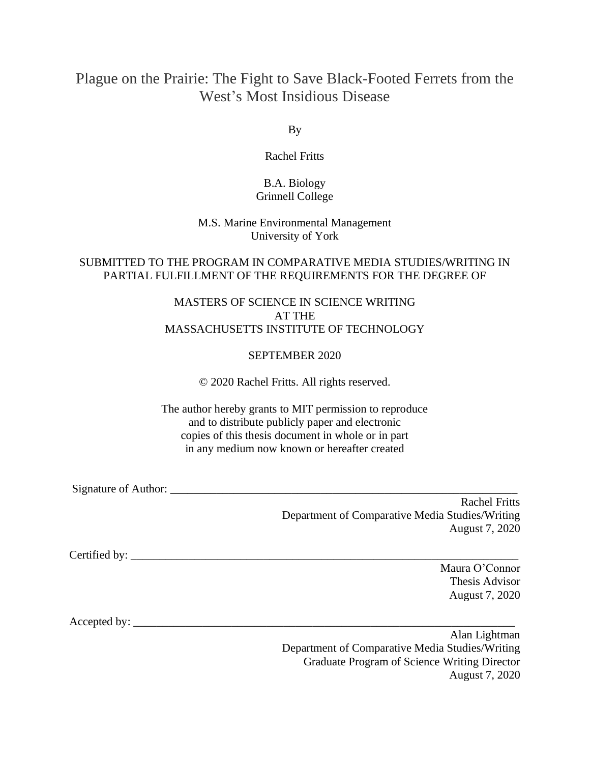# Plague on the Prairie: The Fight to Save Black-Footed Ferrets from the West's Most Insidious Disease

By

Rachel Fritts

B.A. Biology
Grinnell College

M.S. Marine Environmental Management
University of York

SUBMITTED TO THE PROGRAM IN COMPARATIVE MEDIA STUDIES/WRITING IN PARTIAL FULFILLMENT OF THE REQUIREMENTS FOR THE DEGREE OF

MASTERS OF SCIENCE IN SCIENCE WRITING
AT THE
MASSACHUSETTS INSTITUTE OF TECHNOLOGY

SEPTEMBER 2020

© 2020 Rachel Fritts. All rights reserved.

The author hereby grants to MIT permission to reproduce
and to distribute publicly paper and electronic
copies of this thesis document in whole or in part
in any medium now known or hereafter created

Signature of Author: ____________________________________________________________

Rachel Fritts
Department of Comparative Media Studies/Writing
August 7, 2020

Certified by: ____________________________________________________________

Maura O'Connor
Thesis Advisor
August 7, 2020

Accepted by: ____________________________________________________________

Alan Lightman
Department of Comparative Media Studies/Writing
Graduate Program of Science Writing Director
August 7, 2020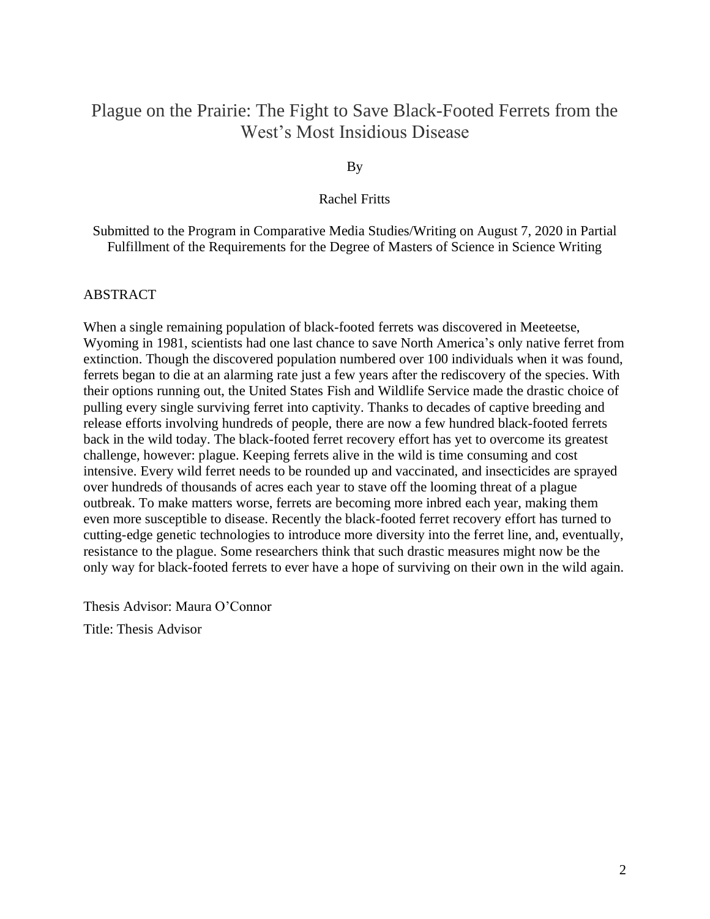# Plague on the Prairie: The Fight to Save Black-Footed Ferrets from the West's Most Insidious Disease

By

Rachel Fritts

Submitted to the Program in Comparative Media Studies/Writing on August 7, 2020 in Partial Fulfillment of the Requirements for the Degree of Masters of Science in Science Writing

## ABSTRACT

When a single remaining population of black-footed ferrets was discovered in Meeteetse, Wyoming in 1981, scientists had one last chance to save North America's only native ferret from extinction. Though the discovered population numbered over 100 individuals when it was found, ferrets began to die at an alarming rate just a few years after the rediscovery of the species. With their options running out, the United States Fish and Wildlife Service made the drastic choice of pulling every single surviving ferret into captivity. Thanks to decades of captive breeding and release efforts involving hundreds of people, there are now a few hundred black-footed ferrets back in the wild today. The black-footed ferret recovery effort has yet to overcome its greatest challenge, however: plague. Keeping ferrets alive in the wild is time consuming and cost intensive. Every wild ferret needs to be rounded up and vaccinated, and insecticides are sprayed over hundreds of thousands of acres each year to stave off the looming threat of a plague outbreak. To make matters worse, ferrets are becoming more inbred each year, making them even more susceptible to disease. Recently the black-footed ferret recovery effort has turned to cutting-edge genetic technologies to introduce more diversity into the ferret line, and, eventually, resistance to the plague. Some researchers think that such drastic measures might now be the only way for black-footed ferrets to ever have a hope of surviving on their own in the wild again.

Thesis Advisor: Maura O'Connor

Title: Thesis Advisor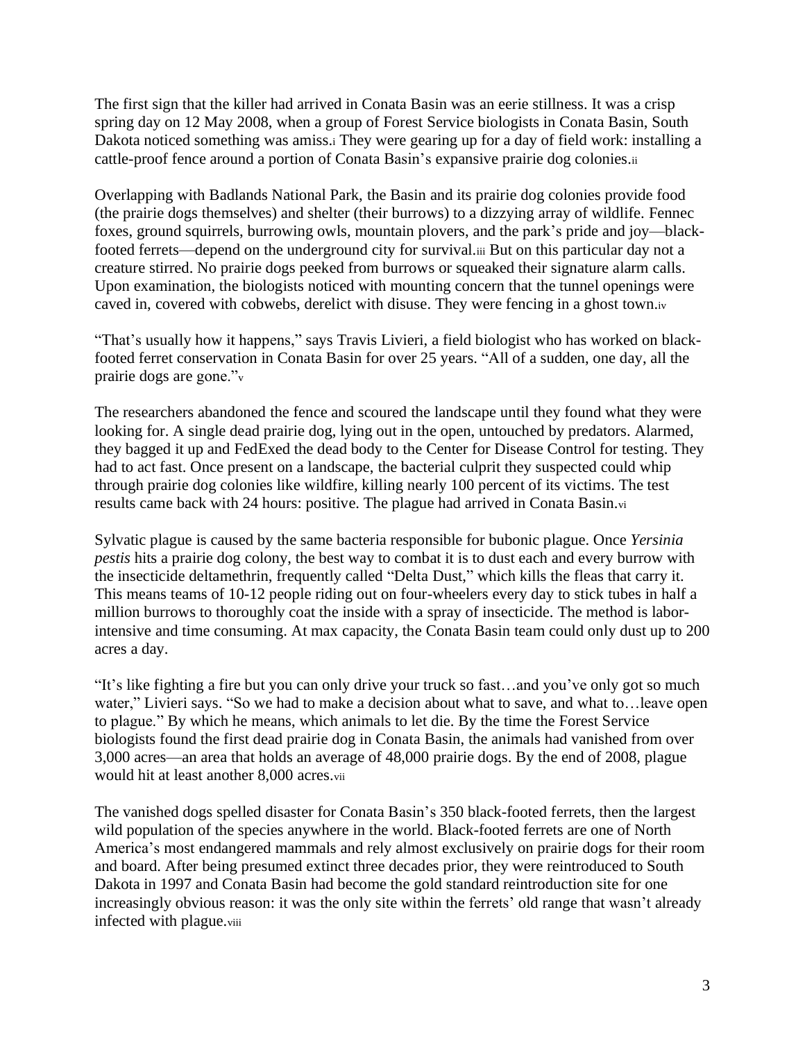The first sign that the killer had arrived in Conata Basin was an eerie stillness. It was a crisp spring day on 12 May 2008, when a group of Forest Service biologists in Conata Basin, South Dakota noticed something was amiss.[i] They were gearing up for a day of field work: installing a cattle-proof fence around a portion of Conata Basin's expansive prairie dog colonies.[ii]

Overlapping with Badlands National Park, the Basin and its prairie dog colonies provide food (the prairie dogs themselves) and shelter (their burrows) to a dizzying array of wildlife. Fennec foxes, ground squirrels, burrowing owls, mountain plovers, and the park's pride and joy—black-footed ferrets—depend on the underground city for survival.[iii] But on this particular day not a creature stirred. No prairie dogs peeked from burrows or squeaked their signature alarm calls. Upon examination, the biologists noticed with mounting concern that the tunnel openings were caved in, covered with cobwebs, derelict with disuse. They were fencing in a ghost town.[iv]

"That's usually how it happens," says Travis Livieri, a field biologist who has worked on black-footed ferret conservation in Conata Basin for over 25 years. "All of a sudden, one day, all the prairie dogs are gone."[v]

The researchers abandoned the fence and scoured the landscape until they found what they were looking for. A single dead prairie dog, lying out in the open, untouched by predators. Alarmed, they bagged it up and FedExed the dead body to the Center for Disease Control for testing. They had to act fast. Once present on a landscape, the bacterial culprit they suspected could whip through prairie dog colonies like wildfire, killing nearly 100 percent of its victims. The test results came back with 24 hours: positive. The plague had arrived in Conata Basin.[vi]

Sylvatic plague is caused by the same bacteria responsible for bubonic plague. Once *Yersinia pestis* hits a prairie dog colony, the best way to combat it is to dust each and every burrow with the insecticide deltamethrin, frequently called "Delta Dust," which kills the fleas that carry it. This means teams of 10-12 people riding out on four-wheelers every day to stick tubes in half a million burrows to thoroughly coat the inside with a spray of insecticide. The method is labor-intensive and time consuming. At max capacity, the Conata Basin team could only dust up to 200 acres a day.

"It's like fighting a fire but you can only drive your truck so fast…and you've only got so much water," Livieri says. "So we had to make a decision about what to save, and what to…leave open to plague." By which he means, which animals to let die. By the time the Forest Service biologists found the first dead prairie dog in Conata Basin, the animals had vanished from over 3,000 acres—an area that holds an average of 48,000 prairie dogs. By the end of 2008, plague would hit at least another 8,000 acres.[vii]

The vanished dogs spelled disaster for Conata Basin's 350 black-footed ferrets, then the largest wild population of the species anywhere in the world. Black-footed ferrets are one of North America's most endangered mammals and rely almost exclusively on prairie dogs for their room and board. After being presumed extinct three decades prior, they were reintroduced to South Dakota in 1997 and Conata Basin had become the gold standard reintroduction site for one increasingly obvious reason: it was the only site within the ferrets' old range that wasn't already infected with plague.[viii]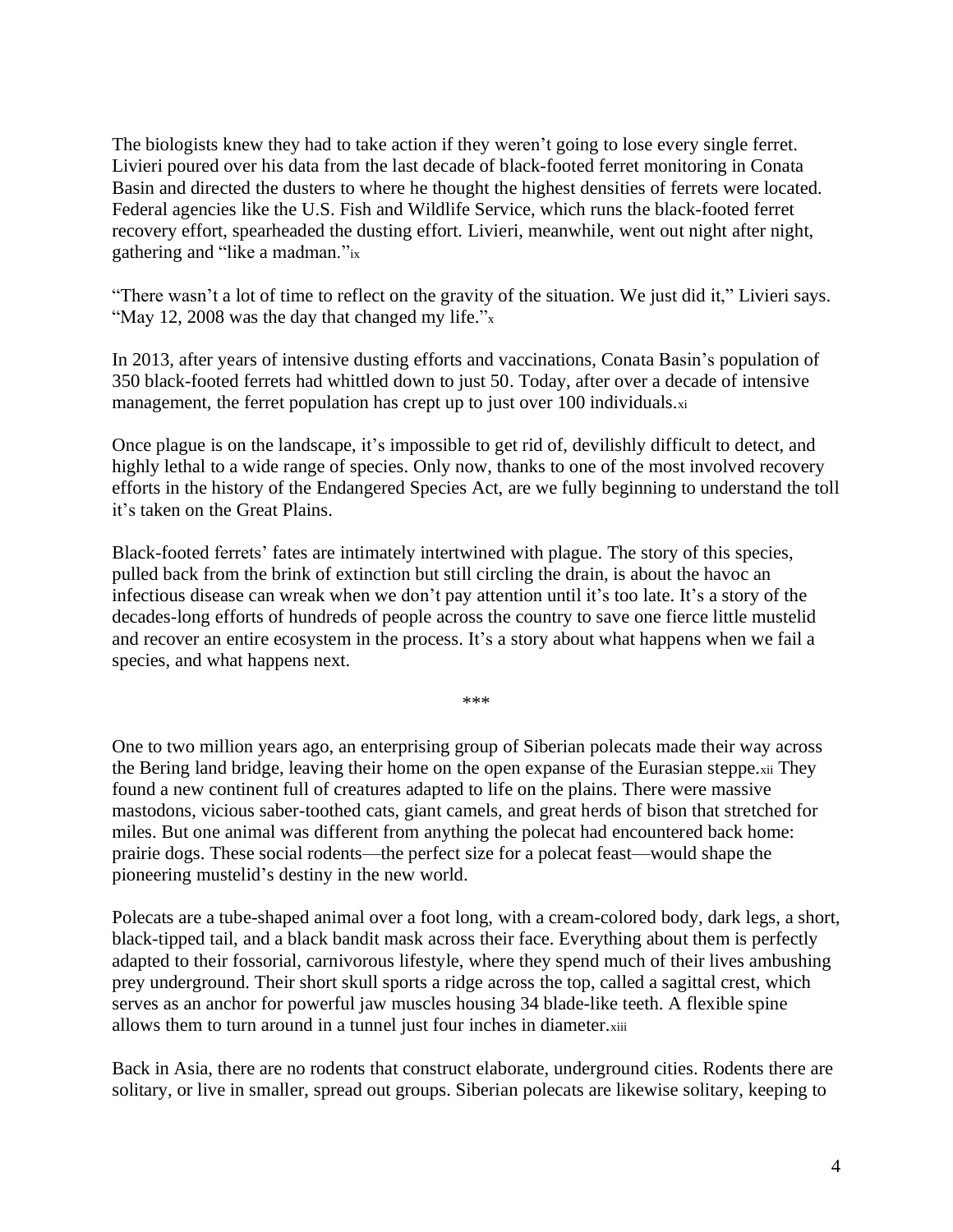The biologists knew they had to take action if they weren't going to lose every single ferret. Livieri poured over his data from the last decade of black-footed ferret monitoring in Conata Basin and directed the dusters to where he thought the highest densities of ferrets were located. Federal agencies like the U.S. Fish and Wildlife Service, which runs the black-footed ferret recovery effort, spearheaded the dusting effort. Livieri, meanwhile, went out night after night, gathering and "like a madman."[ix]

"There wasn't a lot of time to reflect on the gravity of the situation. We just did it," Livieri says. "May 12, 2008 was the day that changed my life."[x]

In 2013, after years of intensive dusting efforts and vaccinations, Conata Basin's population of 350 black-footed ferrets had whittled down to just 50. Today, after over a decade of intensive management, the ferret population has crept up to just over 100 individuals.[xi]

Once plague is on the landscape, it's impossible to get rid of, devilishly difficult to detect, and highly lethal to a wide range of species. Only now, thanks to one of the most involved recovery efforts in the history of the Endangered Species Act, are we fully beginning to understand the toll it's taken on the Great Plains.

Black-footed ferrets' fates are intimately intertwined with plague. The story of this species, pulled back from the brink of extinction but still circling the drain, is about the havoc an infectious disease can wreak when we don't pay attention until it's too late. It's a story of the decades-long efforts of hundreds of people across the country to save one fierce little mustelid and recover an entire ecosystem in the process. It's a story about what happens when we fail a species, and what happens next.

\*\*\*

One to two million years ago, an enterprising group of Siberian polecats made their way across the Bering land bridge, leaving their home on the open expanse of the Eurasian steppe.[xii] They found a new continent full of creatures adapted to life on the plains. There were massive mastodons, vicious saber-toothed cats, giant camels, and great herds of bison that stretched for miles. But one animal was different from anything the polecat had encountered back home: prairie dogs. These social rodents—the perfect size for a polecat feast—would shape the pioneering mustelid's destiny in the new world.

Polecats are a tube-shaped animal over a foot long, with a cream-colored body, dark legs, a short, black-tipped tail, and a black bandit mask across their face. Everything about them is perfectly adapted to their fossorial, carnivorous lifestyle, where they spend much of their lives ambushing prey underground. Their short skull sports a ridge across the top, called a sagittal crest, which serves as an anchor for powerful jaw muscles housing 34 blade-like teeth. A flexible spine allows them to turn around in a tunnel just four inches in diameter.[xiii]

Back in Asia, there are no rodents that construct elaborate, underground cities. Rodents there are solitary, or live in smaller, spread out groups. Siberian polecats are likewise solitary, keeping to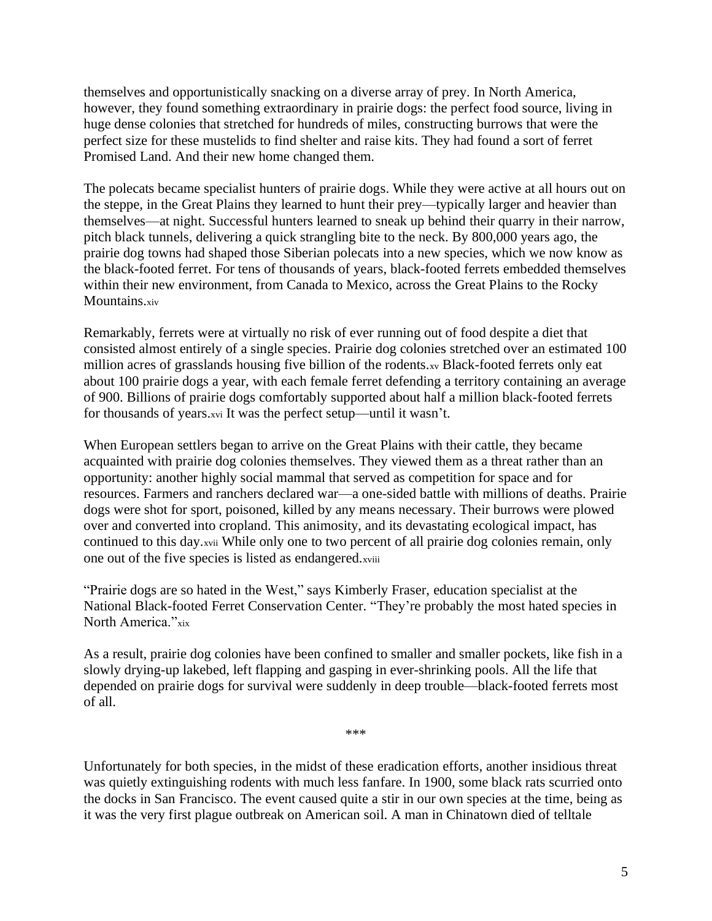themselves and opportunistically snacking on a diverse array of prey. In North America, however, they found something extraordinary in prairie dogs: the perfect food source, living in huge dense colonies that stretched for hundreds of miles, constructing burrows that were the perfect size for these mustelids to find shelter and raise kits. They had found a sort of ferret Promised Land. And their new home changed them.

The polecats became specialist hunters of prairie dogs. While they were active at all hours out on the steppe, in the Great Plains they learned to hunt their prey—typically larger and heavier than themselves—at night. Successful hunters learned to sneak up behind their quarry in their narrow, pitch black tunnels, delivering a quick strangling bite to the neck. By 800,000 years ago, the prairie dog towns had shaped those Siberian polecats into a new species, which we now know as the black-footed ferret. For tens of thousands of years, black-footed ferrets embedded themselves within their new environment, from Canada to Mexico, across the Great Plains to the Rocky Mountains.[xiv]

Remarkably, ferrets were at virtually no risk of ever running out of food despite a diet that consisted almost entirely of a single species. Prairie dog colonies stretched over an estimated 100 million acres of grasslands housing five billion of the rodents.[xv] Black-footed ferrets only eat about 100 prairie dogs a year, with each female ferret defending a territory containing an average of 900. Billions of prairie dogs comfortably supported about half a million black-footed ferrets for thousands of years.[xvi] It was the perfect setup—until it wasn't.

When European settlers began to arrive on the Great Plains with their cattle, they became acquainted with prairie dog colonies themselves. They viewed them as a threat rather than an opportunity: another highly social mammal that served as competition for space and for resources. Farmers and ranchers declared war—a one-sided battle with millions of deaths. Prairie dogs were shot for sport, poisoned, killed by any means necessary. Their burrows were plowed over and converted into cropland. This animosity, and its devastating ecological impact, has continued to this day.[xvii] While only one to two percent of all prairie dog colonies remain, only one out of the five species is listed as endangered.[xviii]

"Prairie dogs are so hated in the West," says Kimberly Fraser, education specialist at the National Black-footed Ferret Conservation Center. "They're probably the most hated species in North America."[xix]

As a result, prairie dog colonies have been confined to smaller and smaller pockets, like fish in a slowly drying-up lakebed, left flapping and gasping in ever-shrinking pools. All the life that depended on prairie dogs for survival were suddenly in deep trouble—black-footed ferrets most of all.

***

Unfortunately for both species, in the midst of these eradication efforts, another insidious threat was quietly extinguishing rodents with much less fanfare. In 1900, some black rats scurried onto the docks in San Francisco. The event caused quite a stir in our own species at the time, being as it was the very first plague outbreak on American soil. A man in Chinatown died of telltale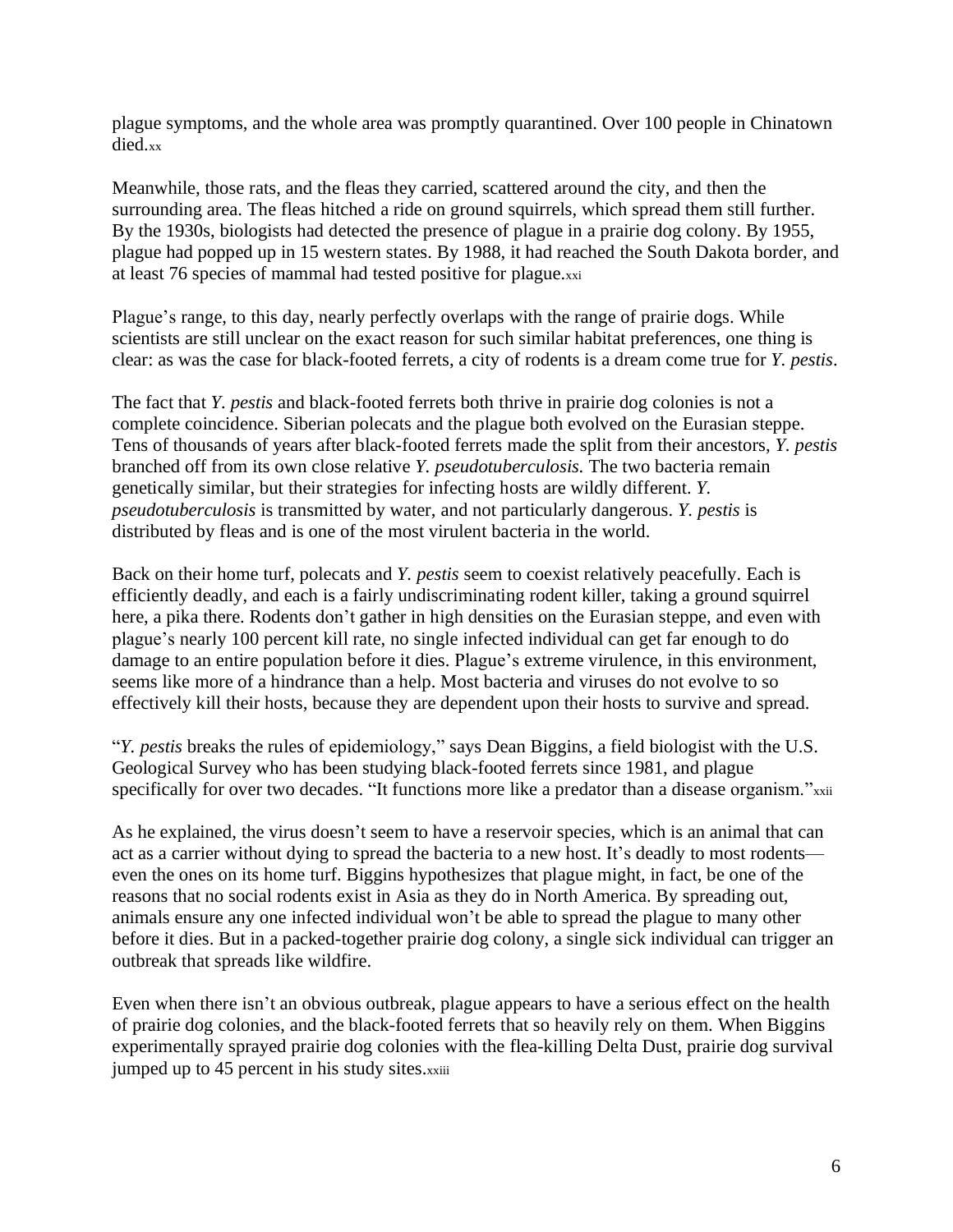plague symptoms, and the whole area was promptly quarantined. Over 100 people in Chinatown died.[xx]

Meanwhile, those rats, and the fleas they carried, scattered around the city, and then the surrounding area. The fleas hitched a ride on ground squirrels, which spread them still further. By the 1930s, biologists had detected the presence of plague in a prairie dog colony. By 1955, plague had popped up in 15 western states. By 1988, it had reached the South Dakota border, and at least 76 species of mammal had tested positive for plague.[xxi]

Plague's range, to this day, nearly perfectly overlaps with the range of prairie dogs. While scientists are still unclear on the exact reason for such similar habitat preferences, one thing is clear: as was the case for black-footed ferrets, a city of rodents is a dream come true for *Y. pestis*.

The fact that *Y. pestis* and black-footed ferrets both thrive in prairie dog colonies is not a complete coincidence. Siberian polecats and the plague both evolved on the Eurasian steppe. Tens of thousands of years after black-footed ferrets made the split from their ancestors, *Y. pestis* branched off from its own close relative *Y. pseudotuberculosis.* The two bacteria remain genetically similar, but their strategies for infecting hosts are wildly different. *Y. pseudotuberculosis* is transmitted by water, and not particularly dangerous. *Y. pestis* is distributed by fleas and is one of the most virulent bacteria in the world.

Back on their home turf, polecats and *Y. pestis* seem to coexist relatively peacefully. Each is efficiently deadly, and each is a fairly undiscriminating rodent killer, taking a ground squirrel here, a pika there. Rodents don't gather in high densities on the Eurasian steppe, and even with plague's nearly 100 percent kill rate, no single infected individual can get far enough to do damage to an entire population before it dies. Plague's extreme virulence, in this environment, seems like more of a hindrance than a help. Most bacteria and viruses do not evolve to so effectively kill their hosts, because they are dependent upon their hosts to survive and spread.

"*Y. pestis* breaks the rules of epidemiology," says Dean Biggins, a field biologist with the U.S. Geological Survey who has been studying black-footed ferrets since 1981, and plague specifically for over two decades. "It functions more like a predator than a disease organism."[xxii]

As he explained, the virus doesn't seem to have a reservoir species, which is an animal that can act as a carrier without dying to spread the bacteria to a new host. It's deadly to most rodents—even the ones on its home turf. Biggins hypothesizes that plague might, in fact, be one of the reasons that no social rodents exist in Asia as they do in North America. By spreading out, animals ensure any one infected individual won't be able to spread the plague to many other before it dies. But in a packed-together prairie dog colony, a single sick individual can trigger an outbreak that spreads like wildfire.

Even when there isn't an obvious outbreak, plague appears to have a serious effect on the health of prairie dog colonies, and the black-footed ferrets that so heavily rely on them. When Biggins experimentally sprayed prairie dog colonies with the flea-killing Delta Dust, prairie dog survival jumped up to 45 percent in his study sites.[xxiii]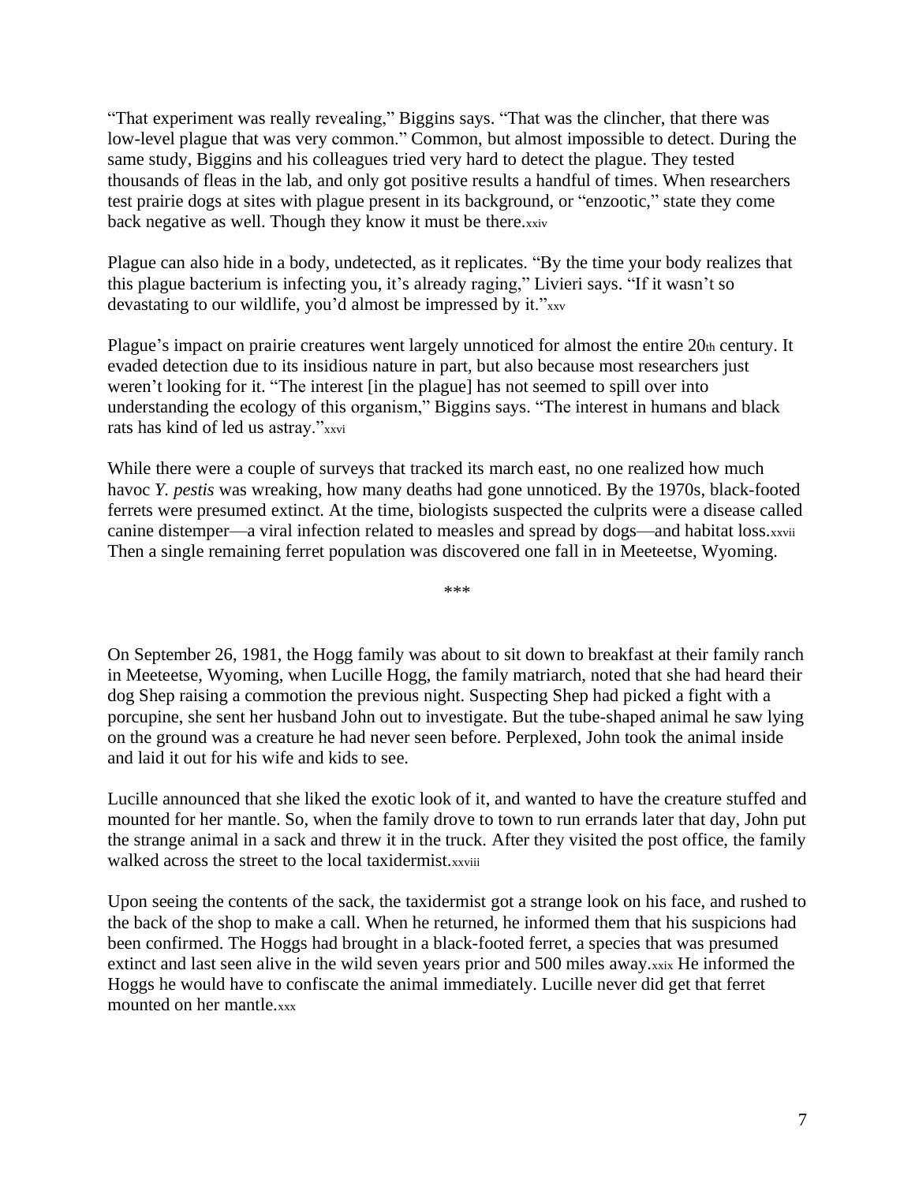"That experiment was really revealing," Biggins says. "That was the clincher, that there was low-level plague that was very common." Common, but almost impossible to detect. During the same study, Biggins and his colleagues tried very hard to detect the plague. They tested thousands of fleas in the lab, and only got positive results a handful of times. When researchers test prairie dogs at sites with plague present in its background, or "enzootic," state they come back negative as well. Though they know it must be there.[xxiv]

Plague can also hide in a body, undetected, as it replicates. "By the time your body realizes that this plague bacterium is infecting you, it's already raging," Livieri says. "If it wasn't so devastating to our wildlife, you'd almost be impressed by it."[xxv]

Plague's impact on prairie creatures went largely unnoticed for almost the entire 20th century. It evaded detection due to its insidious nature in part, but also because most researchers just weren't looking for it. "The interest [in the plague] has not seemed to spill over into understanding the ecology of this organism," Biggins says. "The interest in humans and black rats has kind of led us astray."[xxvi]

While there were a couple of surveys that tracked its march east, no one realized how much havoc *Y. pestis* was wreaking, how many deaths had gone unnoticed. By the 1970s, black-footed ferrets were presumed extinct. At the time, biologists suspected the culprits were a disease called canine distemper—a viral infection related to measles and spread by dogs—and habitat loss.[xxvii] Then a single remaining ferret population was discovered one fall in in Meeteetse, Wyoming.

***

On September 26, 1981, the Hogg family was about to sit down to breakfast at their family ranch in Meeteetse, Wyoming, when Lucille Hogg, the family matriarch, noted that she had heard their dog Shep raising a commotion the previous night. Suspecting Shep had picked a fight with a porcupine, she sent her husband John out to investigate. But the tube-shaped animal he saw lying on the ground was a creature he had never seen before. Perplexed, John took the animal inside and laid it out for his wife and kids to see.

Lucille announced that she liked the exotic look of it, and wanted to have the creature stuffed and mounted for her mantle. So, when the family drove to town to run errands later that day, John put the strange animal in a sack and threw it in the truck. After they visited the post office, the family walked across the street to the local taxidermist.[xxviii]

Upon seeing the contents of the sack, the taxidermist got a strange look on his face, and rushed to the back of the shop to make a call. When he returned, he informed them that his suspicions had been confirmed. The Hoggs had brought in a black-footed ferret, a species that was presumed extinct and last seen alive in the wild seven years prior and 500 miles away.[xxix] He informed the Hoggs he would have to confiscate the animal immediately. Lucille never did get that ferret mounted on her mantle.[xxx]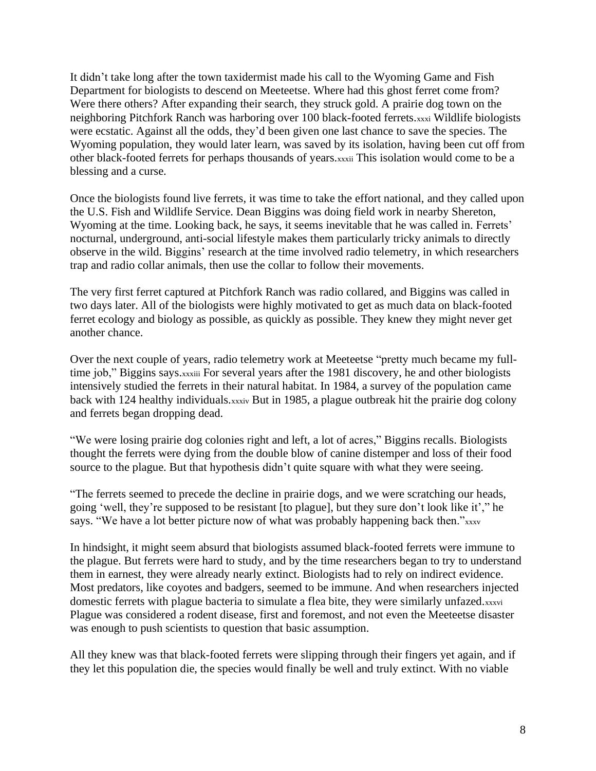It didn't take long after the town taxidermist made his call to the Wyoming Game and Fish Department for biologists to descend on Meeteetse. Where had this ghost ferret come from? Were there others? After expanding their search, they struck gold. A prairie dog town on the neighboring Pitchfork Ranch was harboring over 100 black-footed ferrets.[xxxi] Wildlife biologists were ecstatic. Against all the odds, they'd been given one last chance to save the species. The Wyoming population, they would later learn, was saved by its isolation, having been cut off from other black-footed ferrets for perhaps thousands of years.[xxxii] This isolation would come to be a blessing and a curse.

Once the biologists found live ferrets, it was time to take the effort national, and they called upon the U.S. Fish and Wildlife Service. Dean Biggins was doing field work in nearby Shereton, Wyoming at the time. Looking back, he says, it seems inevitable that he was called in. Ferrets' nocturnal, underground, anti-social lifestyle makes them particularly tricky animals to directly observe in the wild. Biggins' research at the time involved radio telemetry, in which researchers trap and radio collar animals, then use the collar to follow their movements.

The very first ferret captured at Pitchfork Ranch was radio collared, and Biggins was called in two days later. All of the biologists were highly motivated to get as much data on black-footed ferret ecology and biology as possible, as quickly as possible. They knew they might never get another chance.

Over the next couple of years, radio telemetry work at Meeteetse "pretty much became my full-time job," Biggins says.[xxxiii] For several years after the 1981 discovery, he and other biologists intensively studied the ferrets in their natural habitat. In 1984, a survey of the population came back with 124 healthy individuals.[xxxiv] But in 1985, a plague outbreak hit the prairie dog colony and ferrets began dropping dead.

"We were losing prairie dog colonies right and left, a lot of acres," Biggins recalls. Biologists thought the ferrets were dying from the double blow of canine distemper and loss of their food source to the plague. But that hypothesis didn't quite square with what they were seeing.

"The ferrets seemed to precede the decline in prairie dogs, and we were scratching our heads, going 'well, they're supposed to be resistant [to plague], but they sure don't look like it'," he says. "We have a lot better picture now of what was probably happening back then."[xxxv]

In hindsight, it might seem absurd that biologists assumed black-footed ferrets were immune to the plague. But ferrets were hard to study, and by the time researchers began to try to understand them in earnest, they were already nearly extinct. Biologists had to rely on indirect evidence. Most predators, like coyotes and badgers, seemed to be immune. And when researchers injected domestic ferrets with plague bacteria to simulate a flea bite, they were similarly unfazed.[xxxvi] Plague was considered a rodent disease, first and foremost, and not even the Meeteetse disaster was enough to push scientists to question that basic assumption.

All they knew was that black-footed ferrets were slipping through their fingers yet again, and if they let this population die, the species would finally be well and truly extinct. With no viable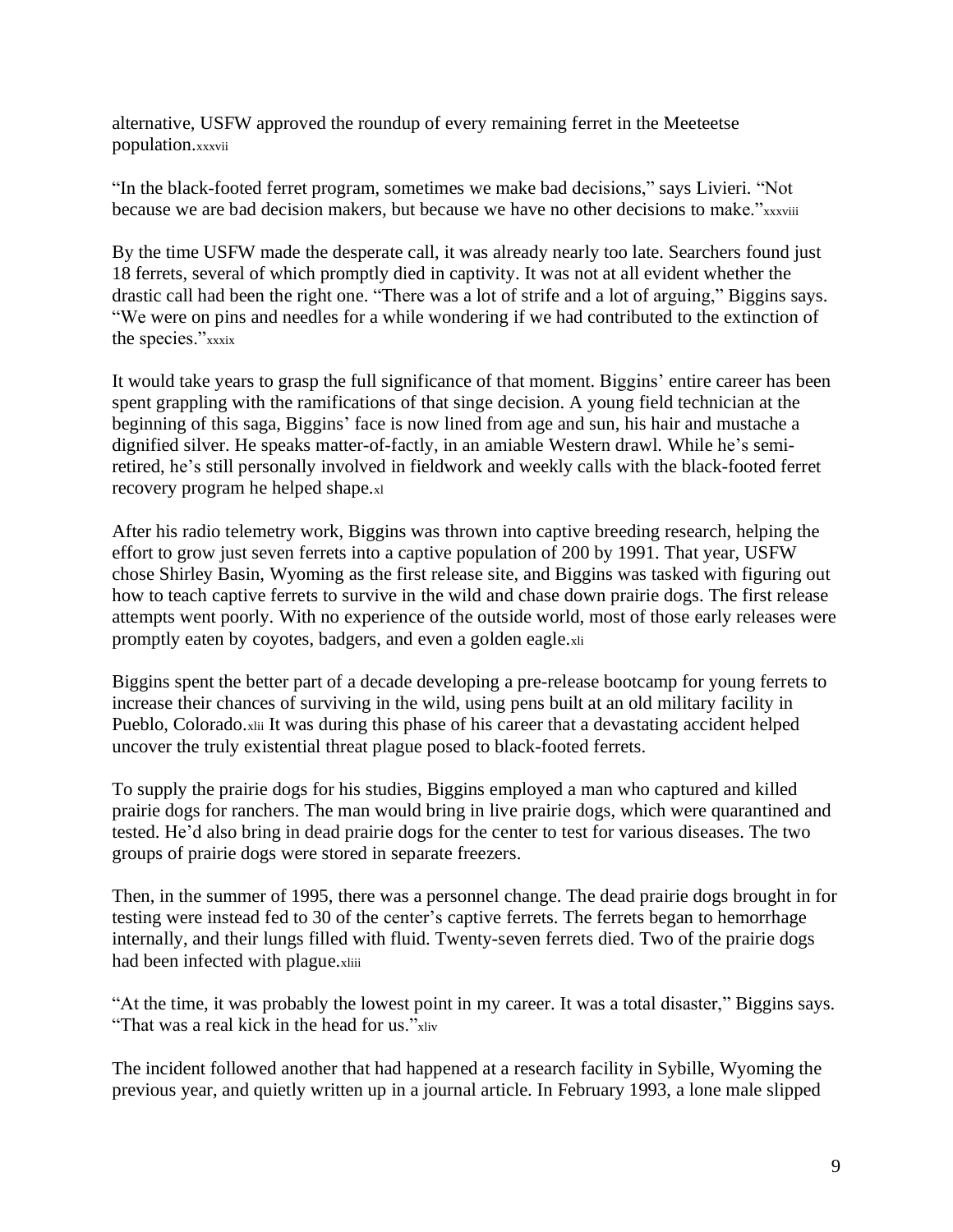alternative, USFW approved the roundup of every remaining ferret in the Meeteetse population.[xxxvii]

"In the black-footed ferret program, sometimes we make bad decisions," says Livieri. "Not because we are bad decision makers, but because we have no other decisions to make."[xxxviii]

By the time USFW made the desperate call, it was already nearly too late. Searchers found just 18 ferrets, several of which promptly died in captivity. It was not at all evident whether the drastic call had been the right one. "There was a lot of strife and a lot of arguing," Biggins says. "We were on pins and needles for a while wondering if we had contributed to the extinction of the species."[xxxix]

It would take years to grasp the full significance of that moment. Biggins' entire career has been spent grappling with the ramifications of that singe decision. A young field technician at the beginning of this saga, Biggins' face is now lined from age and sun, his hair and mustache a dignified silver. He speaks matter-of-factly, in an amiable Western drawl. While he's semi-retired, he's still personally involved in fieldwork and weekly calls with the black-footed ferret recovery program he helped shape.[xl]

After his radio telemetry work, Biggins was thrown into captive breeding research, helping the effort to grow just seven ferrets into a captive population of 200 by 1991. That year, USFW chose Shirley Basin, Wyoming as the first release site, and Biggins was tasked with figuring out how to teach captive ferrets to survive in the wild and chase down prairie dogs. The first release attempts went poorly. With no experience of the outside world, most of those early releases were promptly eaten by coyotes, badgers, and even a golden eagle.[xli]

Biggins spent the better part of a decade developing a pre-release bootcamp for young ferrets to increase their chances of surviving in the wild, using pens built at an old military facility in Pueblo, Colorado.[xlii] It was during this phase of his career that a devastating accident helped uncover the truly existential threat plague posed to black-footed ferrets.

To supply the prairie dogs for his studies, Biggins employed a man who captured and killed prairie dogs for ranchers. The man would bring in live prairie dogs, which were quarantined and tested. He'd also bring in dead prairie dogs for the center to test for various diseases. The two groups of prairie dogs were stored in separate freezers.

Then, in the summer of 1995, there was a personnel change. The dead prairie dogs brought in for testing were instead fed to 30 of the center's captive ferrets. The ferrets began to hemorrhage internally, and their lungs filled with fluid. Twenty-seven ferrets died. Two of the prairie dogs had been infected with plague.[xliii]

"At the time, it was probably the lowest point in my career. It was a total disaster," Biggins says. "That was a real kick in the head for us."[xliv]

The incident followed another that had happened at a research facility in Sybille, Wyoming the previous year, and quietly written up in a journal article. In February 1993, a lone male slipped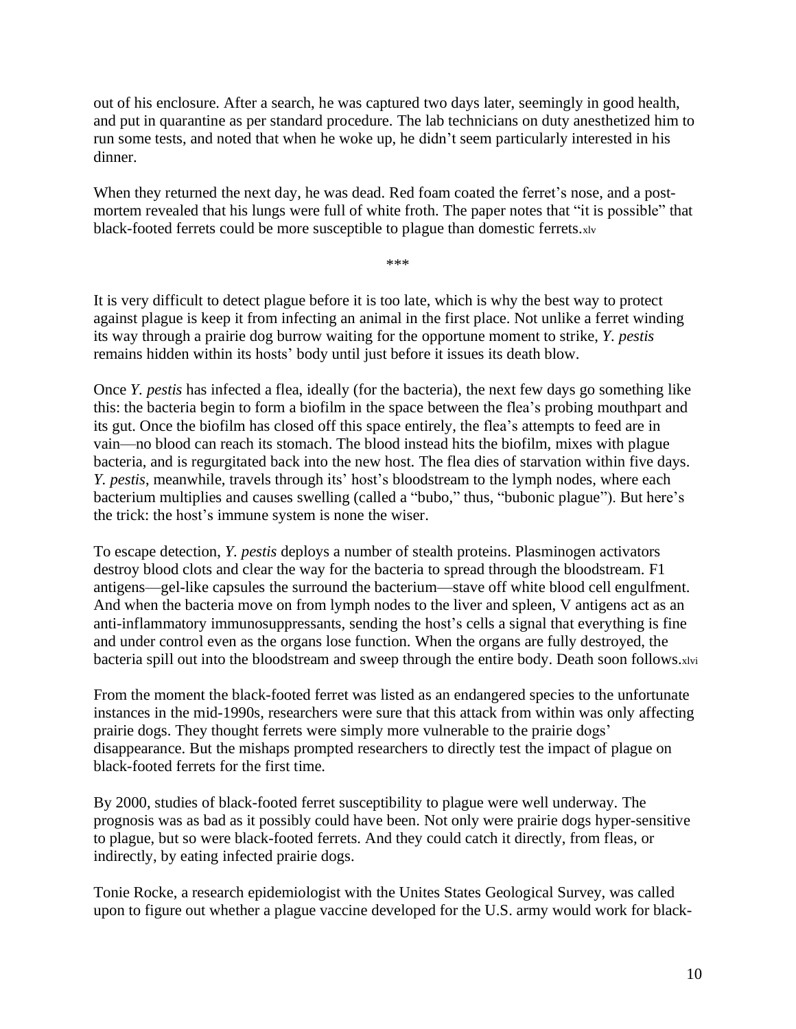out of his enclosure. After a search, he was captured two days later, seemingly in good health, and put in quarantine as per standard procedure. The lab technicians on duty anesthetized him to run some tests, and noted that when he woke up, he didn't seem particularly interested in his dinner.

When they returned the next day, he was dead. Red foam coated the ferret's nose, and a post-mortem revealed that his lungs were full of white froth. The paper notes that "it is possible" that black-footed ferrets could be more susceptible to plague than domestic ferrets.[xlv]

\*\*\*

It is very difficult to detect plague before it is too late, which is why the best way to protect against plague is keep it from infecting an animal in the first place. Not unlike a ferret winding its way through a prairie dog burrow waiting for the opportune moment to strike, *Y. pestis* remains hidden within its hosts' body until just before it issues its death blow.

Once *Y. pestis* has infected a flea, ideally (for the bacteria), the next few days go something like this: the bacteria begin to form a biofilm in the space between the flea's probing mouthpart and its gut. Once the biofilm has closed off this space entirely, the flea's attempts to feed are in vain—no blood can reach its stomach. The blood instead hits the biofilm, mixes with plague bacteria, and is regurgitated back into the new host. The flea dies of starvation within five days. *Y. pestis*, meanwhile, travels through its' host's bloodstream to the lymph nodes, where each bacterium multiplies and causes swelling (called a "bubo," thus, "bubonic plague"). But here's the trick: the host's immune system is none the wiser.

To escape detection, *Y. pestis* deploys a number of stealth proteins. Plasminogen activators destroy blood clots and clear the way for the bacteria to spread through the bloodstream. F1 antigens—gel-like capsules the surround the bacterium—stave off white blood cell engulfment. And when the bacteria move on from lymph nodes to the liver and spleen, V antigens act as an anti-inflammatory immunosuppressants, sending the host's cells a signal that everything is fine and under control even as the organs lose function. When the organs are fully destroyed, the bacteria spill out into the bloodstream and sweep through the entire body. Death soon follows.[xlvi]

From the moment the black-footed ferret was listed as an endangered species to the unfortunate instances in the mid-1990s, researchers were sure that this attack from within was only affecting prairie dogs. They thought ferrets were simply more vulnerable to the prairie dogs' disappearance. But the mishaps prompted researchers to directly test the impact of plague on black-footed ferrets for the first time.

By 2000, studies of black-footed ferret susceptibility to plague were well underway. The prognosis was as bad as it possibly could have been. Not only were prairie dogs hyper-sensitive to plague, but so were black-footed ferrets. And they could catch it directly, from fleas, or indirectly, by eating infected prairie dogs.

Tonie Rocke, a research epidemiologist with the Unites States Geological Survey, was called upon to figure out whether a plague vaccine developed for the U.S. army would work for black-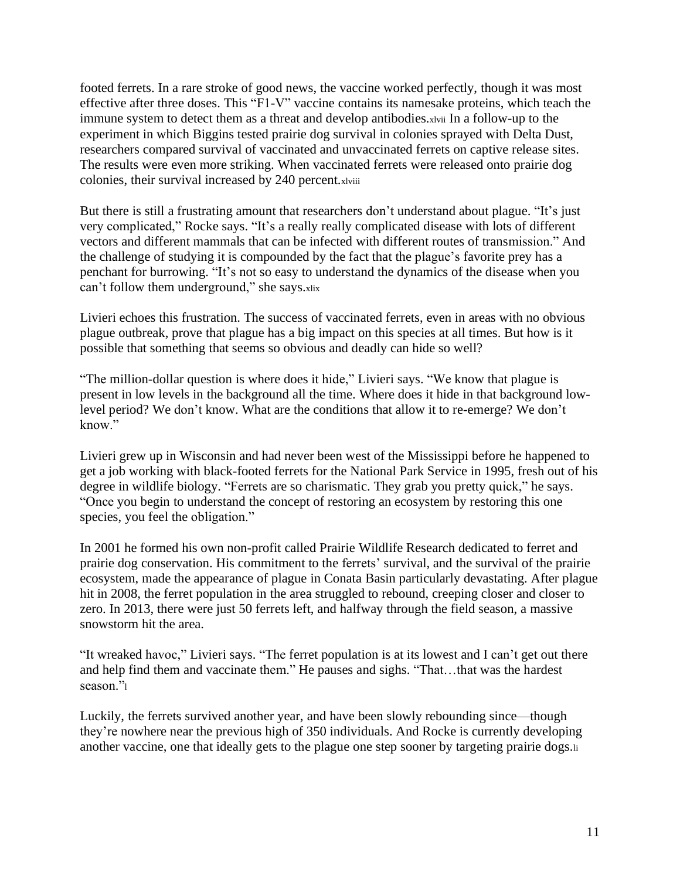footed ferrets. In a rare stroke of good news, the vaccine worked perfectly, though it was most effective after three doses. This "F1-V" vaccine contains its namesake proteins, which teach the immune system to detect them as a threat and develop antibodies.[xlvii] In a follow-up to the experiment in which Biggins tested prairie dog survival in colonies sprayed with Delta Dust, researchers compared survival of vaccinated and unvaccinated ferrets on captive release sites. The results were even more striking. When vaccinated ferrets were released onto prairie dog colonies, their survival increased by 240 percent.[xlviii]

But there is still a frustrating amount that researchers don't understand about plague. "It's just very complicated," Rocke says. "It's a really really complicated disease with lots of different vectors and different mammals that can be infected with different routes of transmission." And the challenge of studying it is compounded by the fact that the plague's favorite prey has a penchant for burrowing. "It's not so easy to understand the dynamics of the disease when you can't follow them underground," she says.[xlix]

Livieri echoes this frustration. The success of vaccinated ferrets, even in areas with no obvious plague outbreak, prove that plague has a big impact on this species at all times. But how is it possible that something that seems so obvious and deadly can hide so well?

"The million-dollar question is where does it hide," Livieri says. "We know that plague is present in low levels in the background all the time. Where does it hide in that background low-level period? We don't know. What are the conditions that allow it to re-emerge? We don't know."

Livieri grew up in Wisconsin and had never been west of the Mississippi before he happened to get a job working with black-footed ferrets for the National Park Service in 1995, fresh out of his degree in wildlife biology. "Ferrets are so charismatic. They grab you pretty quick," he says. "Once you begin to understand the concept of restoring an ecosystem by restoring this one species, you feel the obligation."

In 2001 he formed his own non-profit called Prairie Wildlife Research dedicated to ferret and prairie dog conservation. His commitment to the ferrets' survival, and the survival of the prairie ecosystem, made the appearance of plague in Conata Basin particularly devastating. After plague hit in 2008, the ferret population in the area struggled to rebound, creeping closer and closer to zero. In 2013, there were just 50 ferrets left, and halfway through the field season, a massive snowstorm hit the area.

"It wreaked havoc," Livieri says. "The ferret population is at its lowest and I can't get out there and help find them and vaccinate them." He pauses and sighs. "That…that was the hardest season."[l]

Luckily, the ferrets survived another year, and have been slowly rebounding since—though they're nowhere near the previous high of 350 individuals. And Rocke is currently developing another vaccine, one that ideally gets to the plague one step sooner by targeting prairie dogs.[li]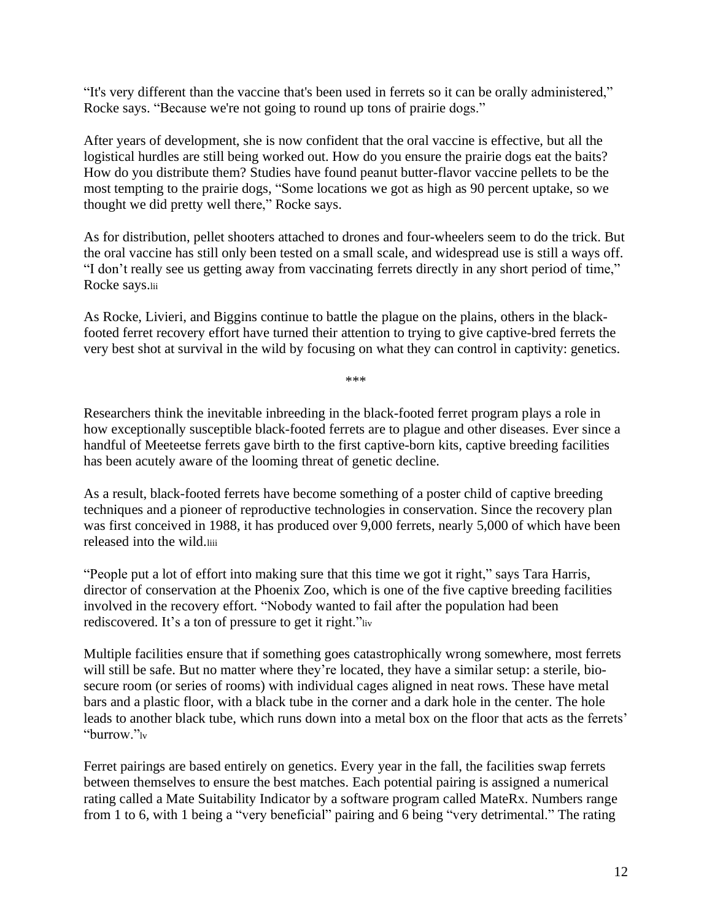"It's very different than the vaccine that's been used in ferrets so it can be orally administered," Rocke says. "Because we're not going to round up tons of prairie dogs."

After years of development, she is now confident that the oral vaccine is effective, but all the logistical hurdles are still being worked out. How do you ensure the prairie dogs eat the baits? How do you distribute them? Studies have found peanut butter-flavor vaccine pellets to be the most tempting to the prairie dogs, "Some locations we got as high as 90 percent uptake, so we thought we did pretty well there," Rocke says.

As for distribution, pellet shooters attached to drones and four-wheelers seem to do the trick. But the oral vaccine has still only been tested on a small scale, and widespread use is still a ways off. "I don't really see us getting away from vaccinating ferrets directly in any short period of time," Rocke says.[lii]

As Rocke, Livieri, and Biggins continue to battle the plague on the plains, others in the black-footed ferret recovery effort have turned their attention to trying to give captive-bred ferrets the very best shot at survival in the wild by focusing on what they can control in captivity: genetics.

\*\*\*

Researchers think the inevitable inbreeding in the black-footed ferret program plays a role in how exceptionally susceptible black-footed ferrets are to plague and other diseases. Ever since a handful of Meeteetse ferrets gave birth to the first captive-born kits, captive breeding facilities has been acutely aware of the looming threat of genetic decline.

As a result, black-footed ferrets have become something of a poster child of captive breeding techniques and a pioneer of reproductive technologies in conservation. Since the recovery plan was first conceived in 1988, it has produced over 9,000 ferrets, nearly 5,000 of which have been released into the wild.[liii]

"People put a lot of effort into making sure that this time we got it right," says Tara Harris, director of conservation at the Phoenix Zoo, which is one of the five captive breeding facilities involved in the recovery effort. "Nobody wanted to fail after the population had been rediscovered. It's a ton of pressure to get it right."[liv]

Multiple facilities ensure that if something goes catastrophically wrong somewhere, most ferrets will still be safe. But no matter where they're located, they have a similar setup: a sterile, bio-secure room (or series of rooms) with individual cages aligned in neat rows. These have metal bars and a plastic floor, with a black tube in the corner and a dark hole in the center. The hole leads to another black tube, which runs down into a metal box on the floor that acts as the ferrets' "burrow."[lv]

Ferret pairings are based entirely on genetics. Every year in the fall, the facilities swap ferrets between themselves to ensure the best matches. Each potential pairing is assigned a numerical rating called a Mate Suitability Indicator by a software program called MateRx. Numbers range from 1 to 6, with 1 being a "very beneficial" pairing and 6 being "very detrimental." The rating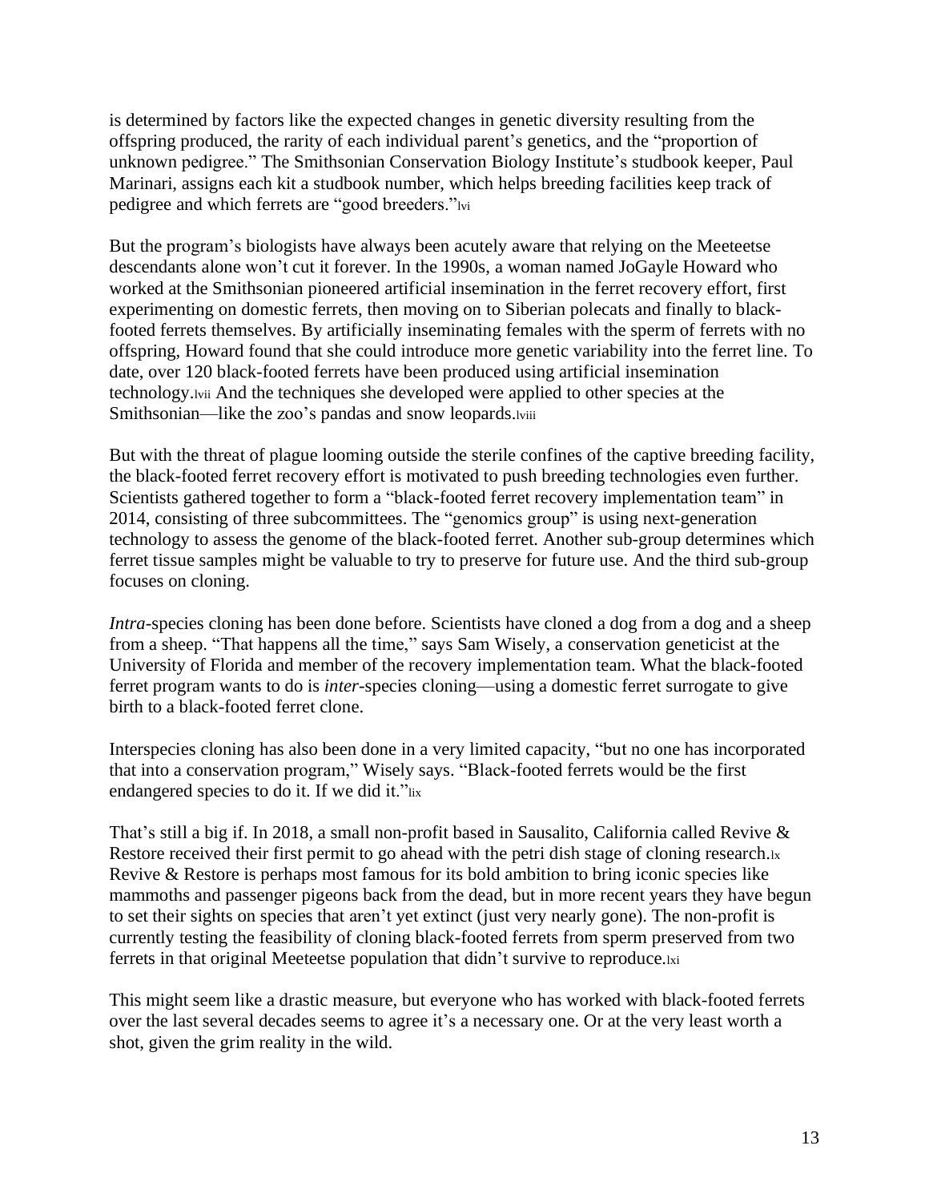is determined by factors like the expected changes in genetic diversity resulting from the offspring produced, the rarity of each individual parent's genetics, and the "proportion of unknown pedigree." The Smithsonian Conservation Biology Institute's studbook keeper, Paul Marinari, assigns each kit a studbook number, which helps breeding facilities keep track of pedigree and which ferrets are "good breeders."[lvi]

But the program's biologists have always been acutely aware that relying on the Meeteetse descendants alone won't cut it forever. In the 1990s, a woman named JoGayle Howard who worked at the Smithsonian pioneered artificial insemination in the ferret recovery effort, first experimenting on domestic ferrets, then moving on to Siberian polecats and finally to black-footed ferrets themselves. By artificially inseminating females with the sperm of ferrets with no offspring, Howard found that she could introduce more genetic variability into the ferret line. To date, over 120 black-footed ferrets have been produced using artificial insemination technology.[lvii] And the techniques she developed were applied to other species at the Smithsonian—like the zoo's pandas and snow leopards.[lviii]

But with the threat of plague looming outside the sterile confines of the captive breeding facility, the black-footed ferret recovery effort is motivated to push breeding technologies even further. Scientists gathered together to form a "black-footed ferret recovery implementation team" in 2014, consisting of three subcommittees. The "genomics group" is using next-generation technology to assess the genome of the black-footed ferret. Another sub-group determines which ferret tissue samples might be valuable to try to preserve for future use. And the third sub-group focuses on cloning.

*Intra*-species cloning has been done before. Scientists have cloned a dog from a dog and a sheep from a sheep. "That happens all the time," says Sam Wisely, a conservation geneticist at the University of Florida and member of the recovery implementation team. What the black-footed ferret program wants to do is *inter*-species cloning—using a domestic ferret surrogate to give birth to a black-footed ferret clone.

Interspecies cloning has also been done in a very limited capacity, "but no one has incorporated that into a conservation program," Wisely says. "Black-footed ferrets would be the first endangered species to do it. If we did it."[lix]

That's still a big if. In 2018, a small non-profit based in Sausalito, California called Revive & Restore received their first permit to go ahead with the petri dish stage of cloning research.[lx] Revive & Restore is perhaps most famous for its bold ambition to bring iconic species like mammoths and passenger pigeons back from the dead, but in more recent years they have begun to set their sights on species that aren't yet extinct (just very nearly gone). The non-profit is currently testing the feasibility of cloning black-footed ferrets from sperm preserved from two ferrets in that original Meeteetse population that didn't survive to reproduce.[lxi]

This might seem like a drastic measure, but everyone who has worked with black-footed ferrets over the last several decades seems to agree it's a necessary one. Or at the very least worth a shot, given the grim reality in the wild.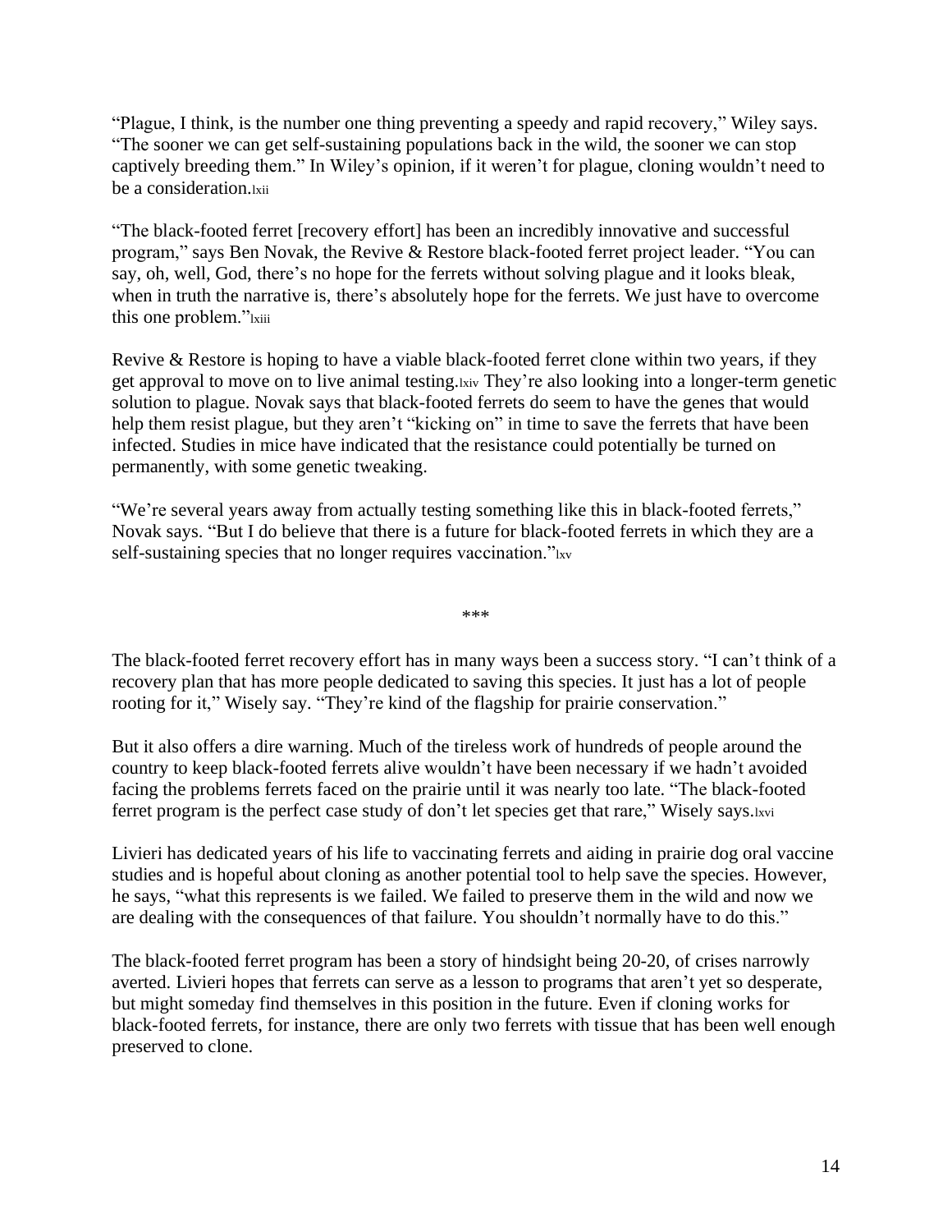"Plague, I think, is the number one thing preventing a speedy and rapid recovery," Wiley says. "The sooner we can get self-sustaining populations back in the wild, the sooner we can stop captively breeding them." In Wiley's opinion, if it weren't for plague, cloning wouldn't need to be a consideration.[lxii]

"The black-footed ferret [recovery effort] has been an incredibly innovative and successful program," says Ben Novak, the Revive & Restore black-footed ferret project leader. "You can say, oh, well, God, there's no hope for the ferrets without solving plague and it looks bleak, when in truth the narrative is, there's absolutely hope for the ferrets. We just have to overcome this one problem."[lxiii]

Revive & Restore is hoping to have a viable black-footed ferret clone within two years, if they get approval to move on to live animal testing.[lxiv] They're also looking into a longer-term genetic solution to plague. Novak says that black-footed ferrets do seem to have the genes that would help them resist plague, but they aren't "kicking on" in time to save the ferrets that have been infected. Studies in mice have indicated that the resistance could potentially be turned on permanently, with some genetic tweaking.

"We're several years away from actually testing something like this in black-footed ferrets," Novak says. "But I do believe that there is a future for black-footed ferrets in which they are a self-sustaining species that no longer requires vaccination."[lxv]

***

The black-footed ferret recovery effort has in many ways been a success story. "I can't think of a recovery plan that has more people dedicated to saving this species. It just has a lot of people rooting for it," Wisely say. "They're kind of the flagship for prairie conservation."

But it also offers a dire warning. Much of the tireless work of hundreds of people around the country to keep black-footed ferrets alive wouldn't have been necessary if we hadn't avoided facing the problems ferrets faced on the prairie until it was nearly too late. "The black-footed ferret program is the perfect case study of don't let species get that rare," Wisely says.[lxvi]

Livieri has dedicated years of his life to vaccinating ferrets and aiding in prairie dog oral vaccine studies and is hopeful about cloning as another potential tool to help save the species. However, he says, "what this represents is we failed. We failed to preserve them in the wild and now we are dealing with the consequences of that failure. You shouldn't normally have to do this."

The black-footed ferret program has been a story of hindsight being 20-20, of crises narrowly averted. Livieri hopes that ferrets can serve as a lesson to programs that aren't yet so desperate, but might someday find themselves in this position in the future. Even if cloning works for black-footed ferrets, for instance, there are only two ferrets with tissue that has been well enough preserved to clone.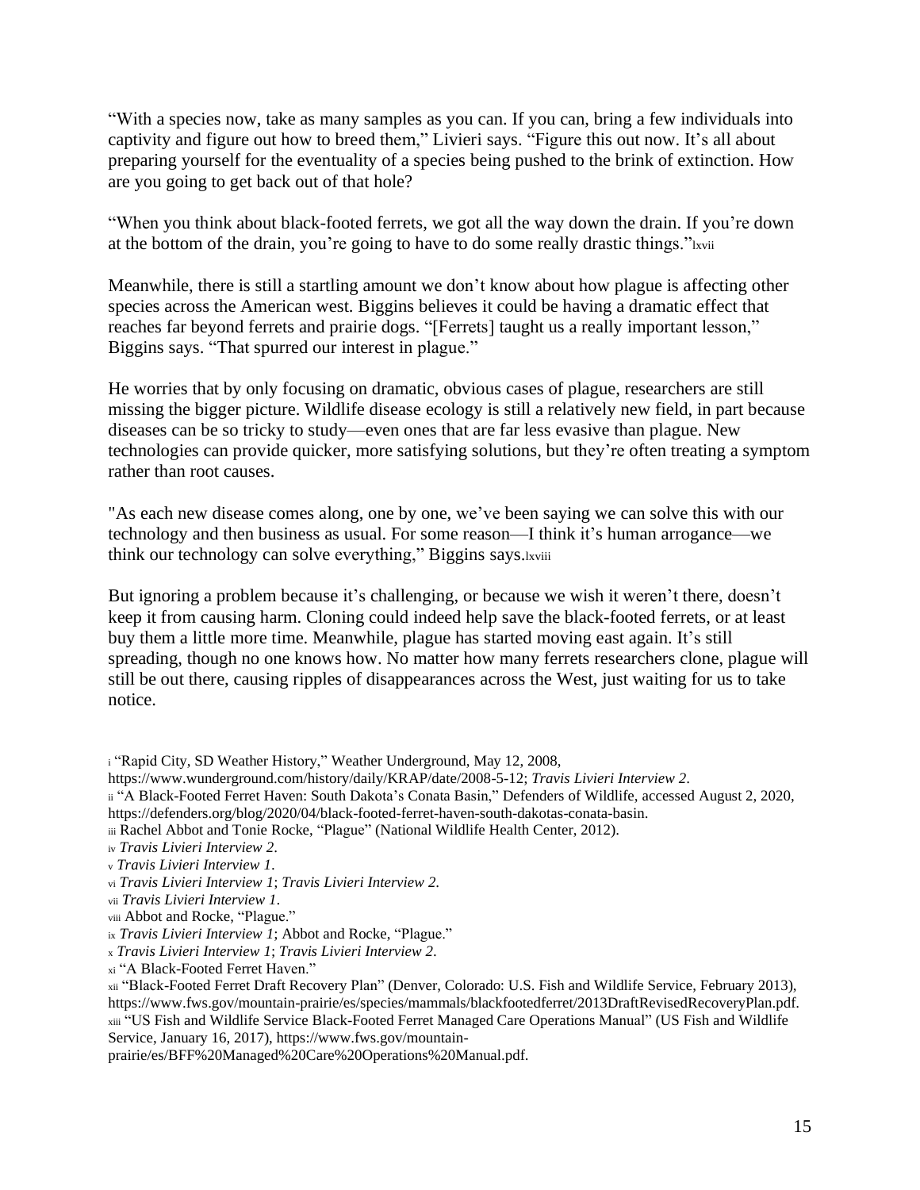"With a species now, take as many samples as you can. If you can, bring a few individuals into captivity and figure out how to breed them," Livieri says. "Figure this out now. It's all about preparing yourself for the eventuality of a species being pushed to the brink of extinction. How are you going to get back out of that hole?

"When you think about black-footed ferrets, we got all the way down the drain. If you're down at the bottom of the drain, you're going to have to do some really drastic things."[lxvii]

Meanwhile, there is still a startling amount we don't know about how plague is affecting other species across the American west. Biggins believes it could be having a dramatic effect that reaches far beyond ferrets and prairie dogs. "[Ferrets] taught us a really important lesson," Biggins says. "That spurred our interest in plague."

He worries that by only focusing on dramatic, obvious cases of plague, researchers are still missing the bigger picture. Wildlife disease ecology is still a relatively new field, in part because diseases can be so tricky to study—even ones that are far less evasive than plague. New technologies can provide quicker, more satisfying solutions, but they're often treating a symptom rather than root causes.

"As each new disease comes along, one by one, we've been saying we can solve this with our technology and then business as usual. For some reason—I think it's human arrogance—we think our technology can solve everything," Biggins says.[lxviii]

But ignoring a problem because it's challenging, or because we wish it weren't there, doesn't keep it from causing harm. Cloning could indeed help save the black-footed ferrets, or at least buy them a little more time. Meanwhile, plague has started moving east again. It's still spreading, though no one knows how. No matter how many ferrets researchers clone, plague will still be out there, causing ripples of disappearances across the West, just waiting for us to take notice.

---

[i] "Rapid City, SD Weather History," Weather Underground, May 12, 2008, https://www.wunderground.com/history/daily/KRAP/date/2008-5-12; *Travis Livieri Interview 2*.

[ii] "A Black-Footed Ferret Haven: South Dakota's Conata Basin," Defenders of Wildlife, accessed August 2, 2020, https://defenders.org/blog/2020/04/black-footed-ferret-haven-south-dakotas-conata-basin.

[iii] Rachel Abbot and Tonie Rocke, "Plague" (National Wildlife Health Center, 2012).

[iv] *Travis Livieri Interview 2*.

[v] *Travis Livieri Interview 1*.

[vi] *Travis Livieri Interview 1*; *Travis Livieri Interview 2*.

[vii] *Travis Livieri Interview 1*.

[viii] Abbot and Rocke, "Plague."

[ix] *Travis Livieri Interview 1*; Abbot and Rocke, "Plague."

[x] *Travis Livieri Interview 1*; *Travis Livieri Interview 2*.

[xi] "A Black-Footed Ferret Haven."

[xii] "Black-Footed Ferret Draft Recovery Plan" (Denver, Colorado: U.S. Fish and Wildlife Service, February 2013), https://www.fws.gov/mountain-prairie/es/species/mammals/blackfootedferret/2013DraftRevisedRecoveryPlan.pdf.

[xiii] "US Fish and Wildlife Service Black-Footed Ferret Managed Care Operations Manual" (US Fish and Wildlife Service, January 16, 2017), https://www.fws.gov/mountain-prairie/es/BFF%20Managed%20Care%20Operations%20Manual.pdf.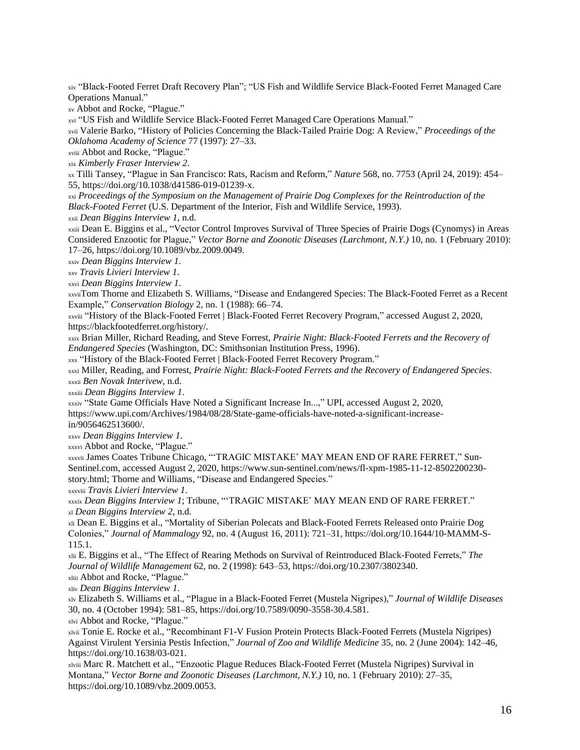[xiv] "Black-Footed Ferret Draft Recovery Plan"; "US Fish and Wildlife Service Black-Footed Ferret Managed Care Operations Manual."

[xv] Abbot and Rocke, "Plague."

[xvi] "US Fish and Wildlife Service Black-Footed Ferret Managed Care Operations Manual."

[xvii] Valerie Barko, "History of Policies Concerning the Black-Tailed Prairie Dog: A Review," *Proceedings of the Oklahoma Academy of Science* 77 (1997): 27–33.

[xviii] Abbot and Rocke, "Plague."

[xix] *Kimberly Fraser Interview 2*.

[xx] Tilli Tansey, "Plague in San Francisco: Rats, Racism and Reform," *Nature* 568, no. 7753 (April 24, 2019): 454–55, https://doi.org/10.1038/d41586-019-01239-x.

[xxi] *Proceedings of the Symposium on the Management of Prairie Dog Complexes for the Reintroduction of the Black-Footed Ferret* (U.S. Department of the Interior, Fish and Wildlife Service, 1993).

[xxii] *Dean Biggins Interview 1*, n.d.

[xxiii] Dean E. Biggins et al., "Vector Control Improves Survival of Three Species of Prairie Dogs (Cynomys) in Areas Considered Enzootic for Plague," *Vector Borne and Zoonotic Diseases (Larchmont, N.Y.)* 10, no. 1 (February 2010): 17–26, https://doi.org/10.1089/vbz.2009.0049.

[xxiv] *Dean Biggins Interview 1*.

[xxv] *Travis Livieri Interview 1*.

[xxvi] *Dean Biggins Interview 1*.

[xxvii] Tom Thorne and Elizabeth S. Williams, "Disease and Endangered Species: The Black-Footed Ferret as a Recent Example," *Conservation Biology* 2, no. 1 (1988): 66–74.

[xxviii] "History of the Black-Footed Ferret | Black-Footed Ferret Recovery Program," accessed August 2, 2020, https://blackfootedferret.org/history/.

[xxix] Brian Miller, Richard Reading, and Steve Forrest, *Prairie Night: Black-Footed Ferrets and the Recovery of Endangered Species* (Washington, DC: Smithsonian Institution Press, 1996).

[xxx] "History of the Black-Footed Ferret | Black-Footed Ferret Recovery Program."

[xxxi] Miller, Reading, and Forrest, *Prairie Night: Black-Footed Ferrets and the Recovery of Endangered Species*.

[xxxii] *Ben Novak Interivew*, n.d.

[xxxiii] *Dean Biggins Interview 1*.

[xxxiv] "State Game Officials Have Noted a Significant Increase In...," UPI, accessed August 2, 2020, https://www.upi.com/Archives/1984/08/28/State-game-officials-have-noted-a-significant-increase-in/9056462513600/.

[xxxv] *Dean Biggins Interview 1*.

[xxxvi] Abbot and Rocke, "Plague."

[xxxvii] James Coates Tribune Chicago, "'TRAGIC MISTAKE' MAY MEAN END OF RARE FERRET," Sun-Sentinel.com, accessed August 2, 2020, https://www.sun-sentinel.com/news/fl-xpm-1985-11-12-8502200230-story.html; Thorne and Williams, "Disease and Endangered Species."

[xxxviii] *Travis Livieri Interview 1*.

[xxxix] *Dean Biggins Interview 1*; Tribune, "'TRAGIC MISTAKE' MAY MEAN END OF RARE FERRET."

[xl] *Dean Biggins Interview 2*, n.d.

[xli] Dean E. Biggins et al., "Mortality of Siberian Polecats and Black-Footed Ferrets Released onto Prairie Dog Colonies," *Journal of Mammalogy* 92, no. 4 (August 16, 2011): 721–31, https://doi.org/10.1644/10-MAMM-S-115.1.

[xlii] E. Biggins et al., "The Effect of Rearing Methods on Survival of Reintroduced Black-Footed Ferrets," *The Journal of Wildlife Management* 62, no. 2 (1998): 643–53, https://doi.org/10.2307/3802340.

[xliii] Abbot and Rocke, "Plague."

[xliv] *Dean Biggins Interview 1*.

[xlv] Elizabeth S. Williams et al., "Plague in a Black-Footed Ferret (Mustela Nigripes)," *Journal of Wildlife Diseases* 30, no. 4 (October 1994): 581–85, https://doi.org/10.7589/0090-3558-30.4.581.

[xlvi] Abbot and Rocke, "Plague."

[xlvii] Tonie E. Rocke et al., "Recombinant F1-V Fusion Protein Protects Black-Footed Ferrets (Mustela Nigripes) Against Virulent Yersinia Pestis Infection," *Journal of Zoo and Wildlife Medicine* 35, no. 2 (June 2004): 142–46, https://doi.org/10.1638/03-021.

[xlviii] Marc R. Matchett et al., "Enzootic Plague Reduces Black-Footed Ferret (Mustela Nigripes) Survival in Montana," *Vector Borne and Zoonotic Diseases (Larchmont, N.Y.)* 10, no. 1 (February 2010): 27–35, https://doi.org/10.1089/vbz.2009.0053.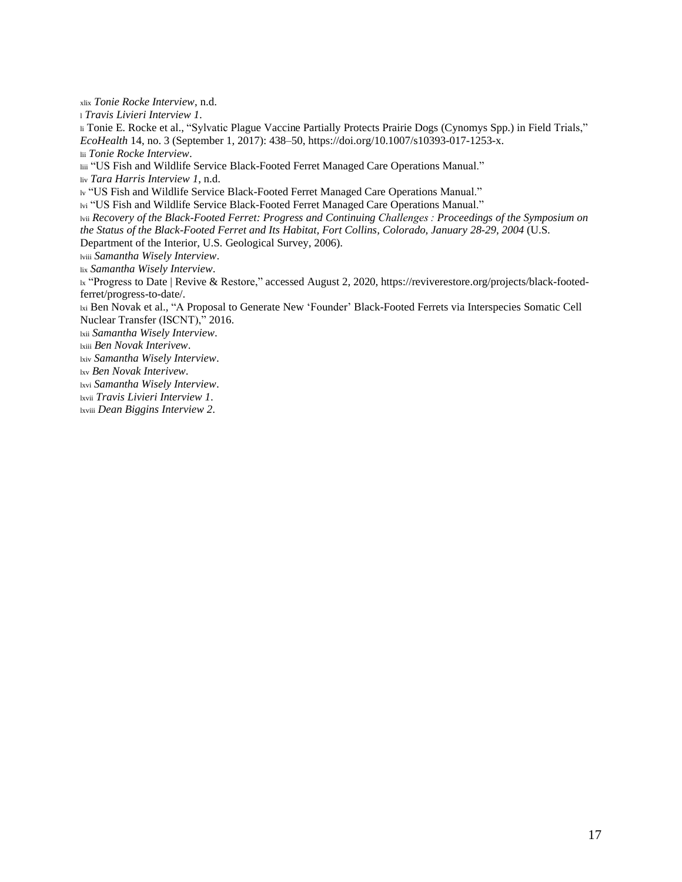[xlix] *Tonie Rocke Interview*, n.d.

[l] *Travis Livieri Interview 1*.

[li] Tonie E. Rocke et al., "Sylvatic Plague Vaccine Partially Protects Prairie Dogs (Cynomys Spp.) in Field Trials," *EcoHealth* 14, no. 3 (September 1, 2017): 438–50, https://doi.org/10.1007/s10393-017-1253-x.

[lii] *Tonie Rocke Interview*.

[liii] "US Fish and Wildlife Service Black-Footed Ferret Managed Care Operations Manual."

[liv] *Tara Harris Interview 1*, n.d.

[lv] "US Fish and Wildlife Service Black-Footed Ferret Managed Care Operations Manual."

[lvi] "US Fish and Wildlife Service Black-Footed Ferret Managed Care Operations Manual."

[lvii] *Recovery of the Black-Footed Ferret: Progress and Continuing Challenges : Proceedings of the Symposium on the Status of the Black-Footed Ferret and Its Habitat, Fort Collins, Colorado, January 28-29, 2004* (U.S. Department of the Interior, U.S. Geological Survey, 2006).

[lviii] *Samantha Wisely Interview*.

[lix] *Samantha Wisely Interview*.

[lx] "Progress to Date | Revive & Restore," accessed August 2, 2020, https://reviverestore.org/projects/black-footed-ferret/progress-to-date/.

[lxi] Ben Novak et al., "A Proposal to Generate New 'Founder' Black-Footed Ferrets via Interspecies Somatic Cell Nuclear Transfer (ISCNT)," 2016.

[lxii] *Samantha Wisely Interview*.

[lxiii] *Ben Novak Interivew*.

[lxiv] *Samantha Wisely Interview*.

[lxv] *Ben Novak Interivew*.

[lxvi] *Samantha Wisely Interview*.

[lxvii] *Travis Livieri Interview 1*.

[lxviii] *Dean Biggins Interview 2*.